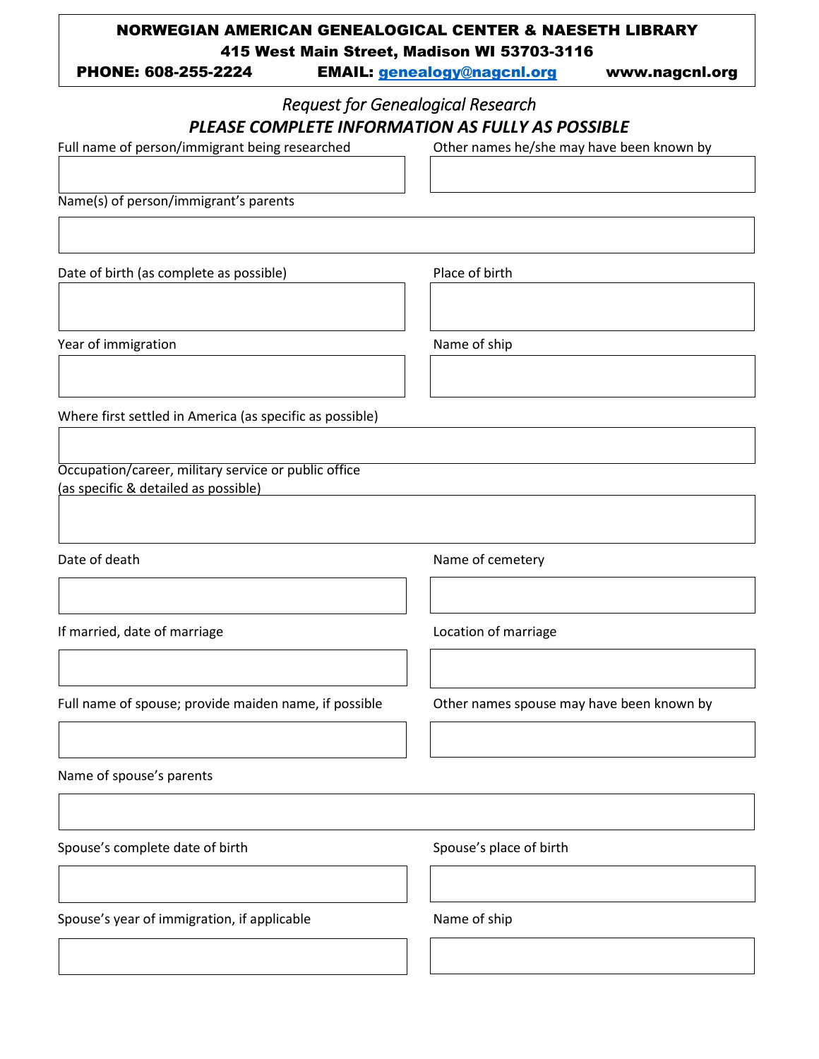**NORWEGIAN AMERICAN GENEALOGICAL CENTER & NAESETH LIBRARY**

**415 West Main Street, Madison WI 53703-3116**

**PHONE: 608-255-2224** **EMAIL: genealogy@nagcnl.org** **www.nagcnl.org**

*Request for Genealogical Research*

***PLEASE COMPLETE INFORMATION AS FULLY AS POSSIBLE***

Full name of person/immigrant being researched

Other names he/she may have been known by

Name(s) of person/immigrant's parents

Date of birth (as complete as possible)

Place of birth

Year of immigration

Name of ship

Where first settled in America (as specific as possible)

Occupation/career, military service or public office
(as specific & detailed as possible)

Date of death

Name of cemetery

If married, date of marriage

Location of marriage

Full name of spouse; provide maiden name, if possible

Other names spouse may have been known by

Name of spouse's parents

Spouse's complete date of birth

Spouse's place of birth

Spouse's year of immigration, if applicable

Name of ship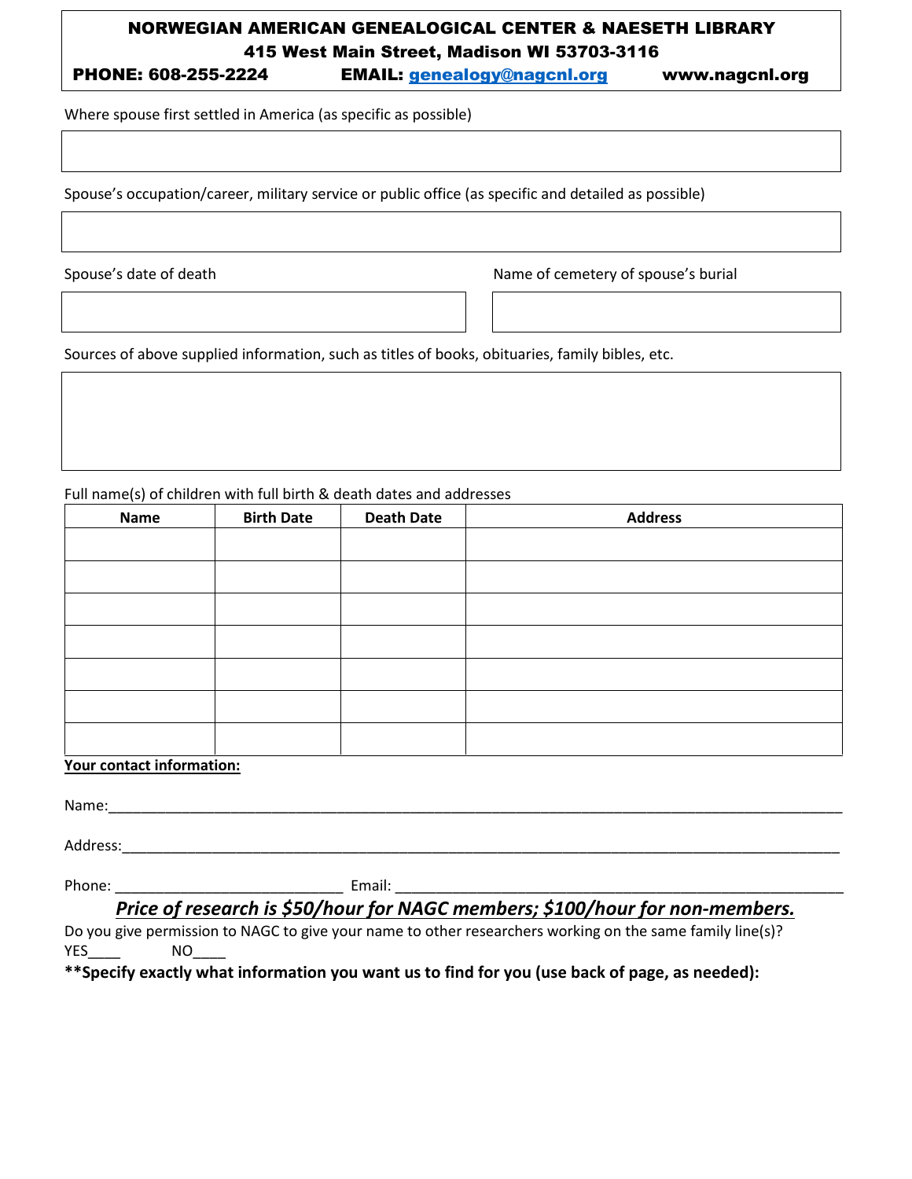**NORWEGIAN AMERICAN GENEALOGICAL CENTER & NAESETH LIBRARY**
**415 West Main Street, Madison WI 53703-3116**
**PHONE: 608-255-2224 EMAIL: genealogy@nagcnl.org www.nagcnl.org**

Where spouse first settled in America (as specific as possible)

Spouse's occupation/career, military service or public office (as specific and detailed as possible)

Spouse's date of death

Name of cemetery of spouse's burial

Sources of above supplied information, such as titles of books, obituaries, family bibles, etc.

Full name(s) of children with full birth & death dates and addresses

| Name | Birth Date | Death Date | Address |
|---|---|---|---|
| | | | |
| | | | |
| | | | |
| | | | |
| | | | |
| | | | |
| | | | |

**Your contact information:**

Name:____________________________________________________________________________________________

Address:__________________________________________________________________________________________

Phone: ____________________________ Email: _______________________________________________________

***Price of research is $50/hour for NAGC members; $100/hour for non-members.***

Do you give permission to NAGC to give your name to other researchers working on the same family line(s)?
YES____ NO____

**\*\*Specify exactly what information you want us to find for you (use back of page, as needed):**